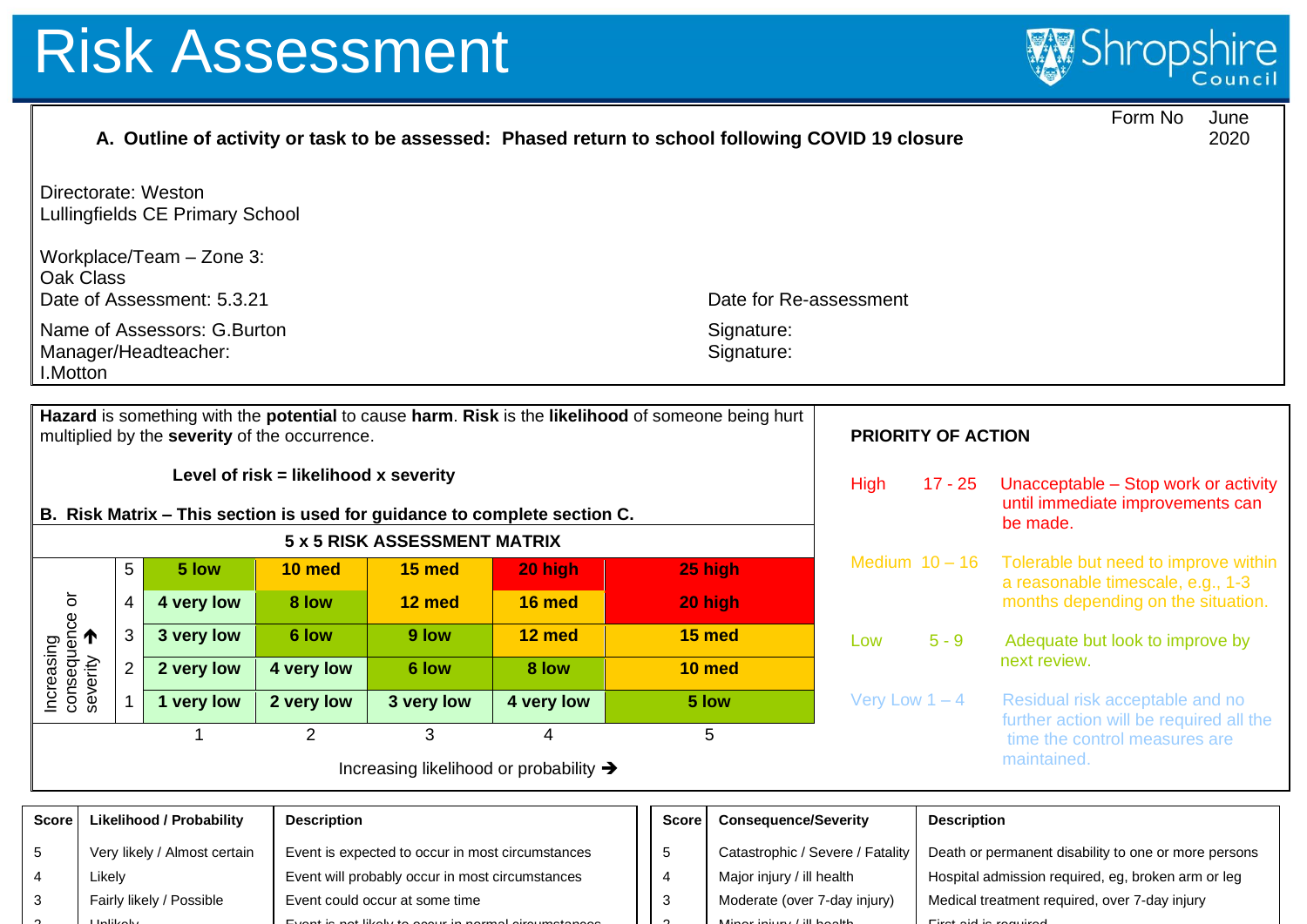# Risk Assessment

Shropshire Council

**A. Outline of activity or task to be assessed: Phased return to school following COVID 19 closure**

Form No June 2020

Directorate: Weston
Lullingfields CE Primary School

Workplace/Team – Zone 3:
Oak Class

Date of Assessment: 5.3.21

Date for Re-assessment

Name of Assessors: G.Burton
Manager/Headteacher:
I.Motton

Signature:
Signature:

**Hazard** is something with the **potential** to cause **harm**. **Risk** is the **likelihood** of someone being hurt multiplied by the **severity** of the occurrence.

**Level of risk = likelihood x severity**

**B. Risk Matrix – This section is used for guidance to complete section C.**

**5 x 5 RISK ASSESSMENT MATRIX**

| Increasing consequence or severity ➜ | | | | | | |
|---|---|---|---|---|---|---|
| | 5 | **5 low** | **10 med** | **15 med** | **20 high** | **25 high** |
| | 4 | **4 very low** | **8 low** | **12 med** | **16 med** | **20 high** |
| | 3 | **3 very low** | **6 low** | **9 low** | **12 med** | **15 med** |
| | 2 | **2 very low** | **4 very low** | **6 low** | **8 low** | **10 med** |
| | 1 | **1 very low** | **2 very low** | **3 very low** | **4 very low** | **5 low** |
| | | 1 | 2 | 3 | 4 | 5 |

Increasing likelihood or probability ➜

**PRIORITY OF ACTION**

| | | |
|---|---|---|
| High | 17 - 25 | Unacceptable – Stop work or activity until immediate improvements can be made. |
| Medium | 10 – 16 | Tolerable but need to improve within a reasonable timescale, e.g., 1-3 months depending on the situation. |
| Low | 5 - 9 | Adequate but look to improve by next review. |
| Very Low | 1 – 4 | Residual risk acceptable and no further action will be required all the time the control measures are maintained. |

| Score | Likelihood / Probability | Description |
|---|---|---|
| 5 | Very likely / Almost certain | Event is expected to occur in most circumstances |
| 4 | Likely | Event will probably occur in most circumstances |
| 3 | Fairly likely / Possible | Event could occur at some time |
| 2 | Unlikely | Event is not likely to occur in normal circumstances |

| Score | Consequence/Severity | Description |
|---|---|---|
| 5 | Catastrophic / Severe / Fatality | Death or permanent disability to one or more persons |
| 4 | Major injury / ill health | Hospital admission required, eg, broken arm or leg |
| 3 | Moderate (over 7-day injury) | Medical treatment required, over 7-day injury |
| 2 | Minor injury / ill health | First aid is required |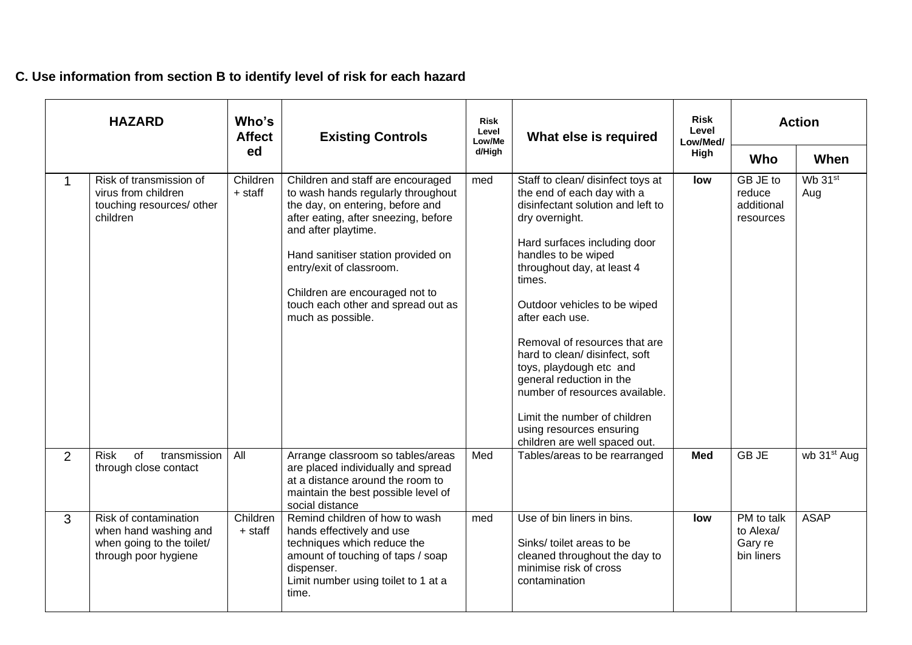**C. Use information from section B to identify level of risk for each hazard**

| HAZARD | | Who's Affected | Existing Controls | Risk Level Low/Med/High | What else is required | Risk Level Low/Med/High | Action | |
|---|---|---|---|---|---|---|---|---|
| | | | | | | | **Who** | **When** |
| 1 | Risk of transmission of virus from children touching resources/ other children | Children + staff | Children and staff are encouraged to wash hands regularly throughout the day, on entering, before and after eating, after sneezing, before and after playtime.<br><br>Hand sanitiser station provided on entry/exit of classroom.<br><br>Children are encouraged not to touch each other and spread out as much as possible. | med | Staff to clean/ disinfect toys at the end of each day with a disinfectant solution and left to dry overnight.<br><br>Hard surfaces including door handles to be wiped throughout day, at least 4 times.<br><br>Outdoor vehicles to be wiped after each use.<br><br>Removal of resources that are hard to clean/ disinfect, soft toys, playdough etc and general reduction in the number of resources available.<br><br>Limit the number of children using resources ensuring children are well spaced out. | **low** | GB JE to reduce additional resources | Wb 31st Aug |
| 2 | Risk of transmission through close contact | All | Arrange classroom so tables/areas are placed individually and spread at a distance around the room to maintain the best possible level of social distance | Med | Tables/areas to be rearranged | **Med** | GB JE | wb 31st Aug |
| 3 | Risk of contamination when hand washing and when going to the toilet/ through poor hygiene | Children + staff | Remind children of how to wash hands effectively and use techniques which reduce the amount of touching of taps / soap dispenser.<br>Limit number using toilet to 1 at a time. | med | Use of bin liners in bins.<br><br>Sinks/ toilet areas to be cleaned throughout the day to minimise risk of cross contamination | **low** | PM to talk to Alexa/ Gary re bin liners | ASAP |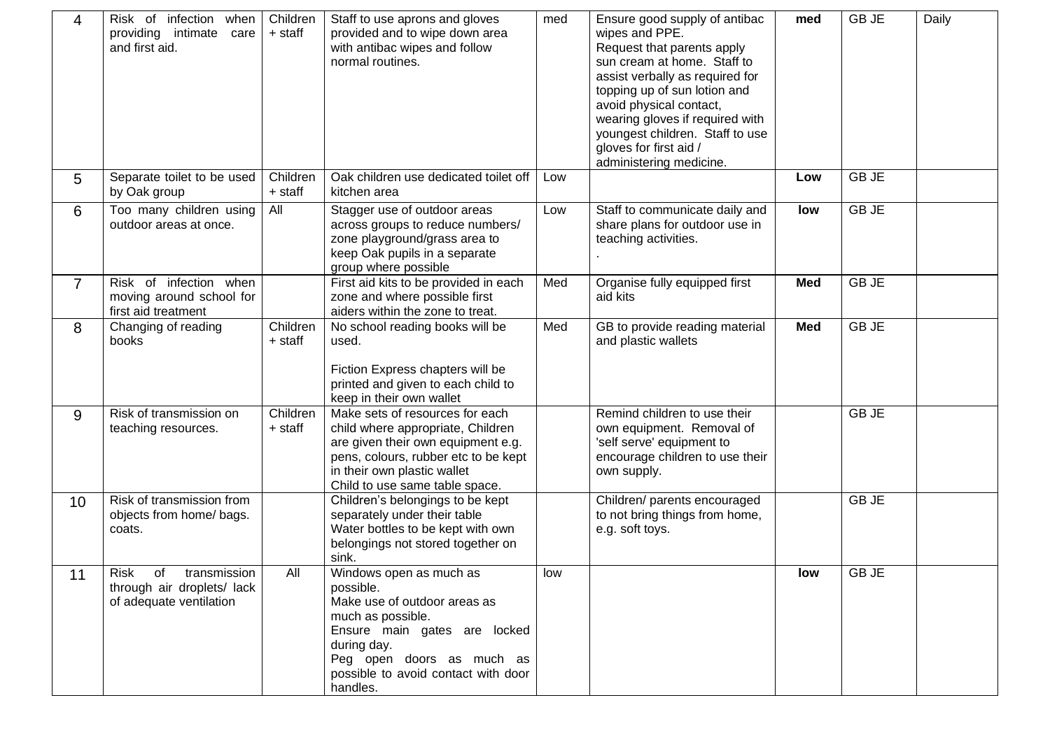| | | | | | | | | |
|---|---|---|---|---|---|---|---|---|
| 4 | Risk of infection when providing intimate care and first aid. | Children + staff | Staff to use aprons and gloves provided and to wipe down area with antibac wipes and follow normal routines. | med | Ensure good supply of antibac wipes and PPE.<br>Request that parents apply sun cream at home. Staff to assist verbally as required for topping up of sun lotion and avoid physical contact, wearing gloves if required with youngest children. Staff to use gloves for first aid / administering medicine. | **med** | GB JE | Daily |
| 5 | Separate toilet to be used by Oak group | Children + staff | Oak children use dedicated toilet off kitchen area | Low | | **Low** | GB JE | |
| 6 | Too many children using outdoor areas at once. | All | Stagger use of outdoor areas across groups to reduce numbers/ zone playground/grass area to keep Oak pupils in a separate group where possible | Low | Staff to communicate daily and share plans for outdoor use in teaching activities.<br>. | **low** | GB JE | |
| 7 | Risk of infection when moving around school for first aid treatment | | First aid kits to be provided in each zone and where possible first aiders within the zone to treat. | Med | Organise fully equipped first aid kits | **Med** | GB JE | |
| 8 | Changing of reading books | Children + staff | No school reading books will be used.<br><br>Fiction Express chapters will be printed and given to each child to keep in their own wallet | Med | GB to provide reading material and plastic wallets | **Med** | GB JE | |
| 9 | Risk of transmission on teaching resources. | Children + staff | Make sets of resources for each child where appropriate, Children are given their own equipment e.g. pens, colours, rubber etc to be kept in their own plastic wallet<br>Child to use same table space. | | Remind children to use their own equipment. Removal of 'self serve' equipment to encourage children to use their own supply. | | GB JE | |
| 10 | Risk of transmission from objects from home/ bags. coats. | | Children's belongings to be kept separately under their table<br>Water bottles to be kept with own belongings not stored together on sink. | | Children/ parents encouraged to not bring things from home, e.g. soft toys. | | GB JE | |
| 11 | Risk of transmission through air droplets/ lack of adequate ventilation | All | Windows open as much as possible.<br>Make use of outdoor areas as much as possible.<br>Ensure main gates are locked during day.<br>Peg open doors as much as possible to avoid contact with door handles. | low | | **low** | GB JE | |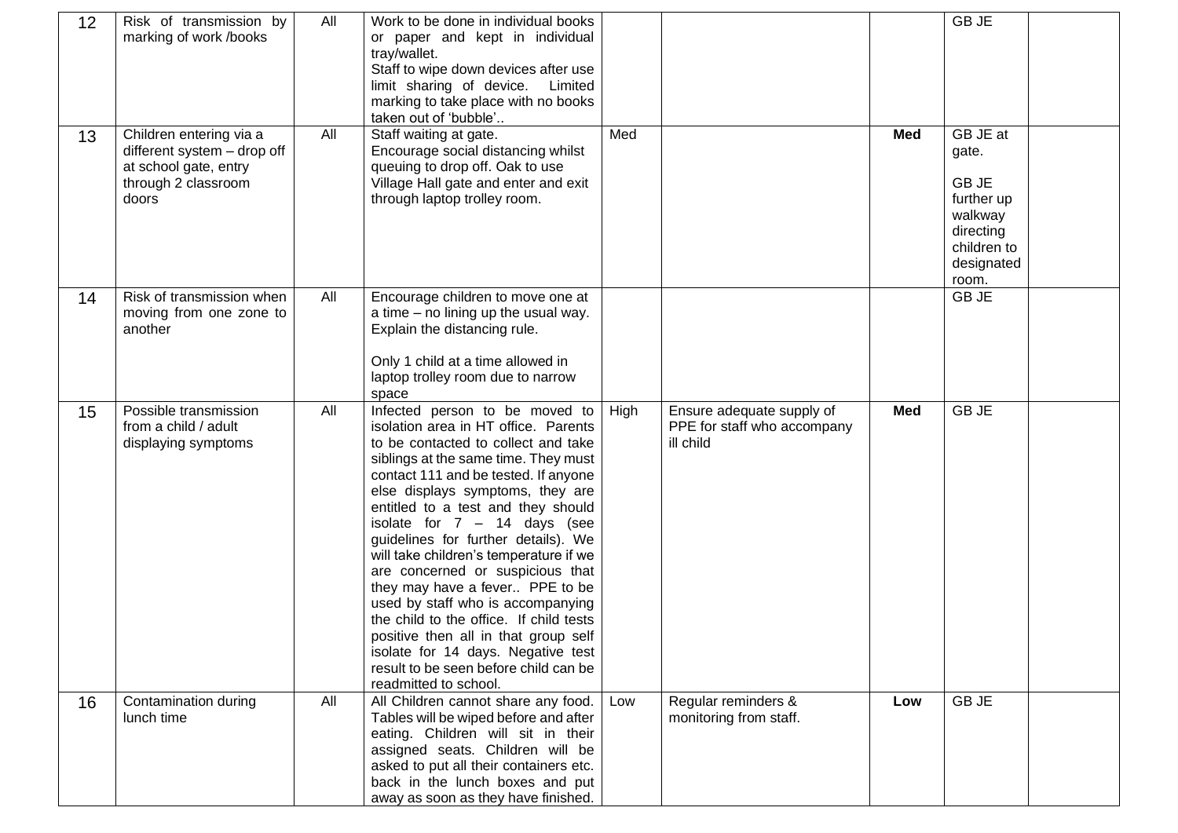| 12 | Risk of transmission by marking of work /books | All | Work to be done in individual books or paper and kept in individual tray/wallet.<br>Staff to wipe down devices after use limit sharing of device. Limited marking to take place with no books taken out of 'bubble'.. | | | | GB JE | |
|---|---|---|---|---|---|---|---|---|
| 13 | Children entering via a different system – drop off at school gate, entry through 2 classroom doors | All | Staff waiting at gate.<br>Encourage social distancing whilst queuing to drop off. Oak to use Village Hall gate and enter and exit through laptop trolley room. | Med | | **Med** | GB JE at gate.<br><br>GB JE further up walkway directing children to designated room. | |
| 14 | Risk of transmission when moving from one zone to another | All | Encourage children to move one at a time – no lining up the usual way. Explain the distancing rule.<br><br>Only 1 child at a time allowed in laptop trolley room due to narrow space | | | | GB JE | |
| 15 | Possible transmission from a child / adult displaying symptoms | All | Infected person to be moved to isolation area in HT office. Parents to be contacted to collect and take siblings at the same time. They must contact 111 and be tested. If anyone else displays symptoms, they are entitled to a test and they should isolate for 7 – 14 days (see guidelines for further details). We will take children's temperature if we are concerned or suspicious that they may have a fever.. PPE to be used by staff who is accompanying the child to the office. If child tests positive then all in that group self isolate for 14 days. Negative test result to be seen before child can be readmitted to school. | High | Ensure adequate supply of PPE for staff who accompany ill child | **Med** | GB JE | |
| 16 | Contamination during lunch time | All | All Children cannot share any food. Tables will be wiped before and after eating. Children will sit in their assigned seats. Children will be asked to put all their containers etc. back in the lunch boxes and put away as soon as they have finished. | Low | Regular reminders & monitoring from staff. | **Low** | GB JE | |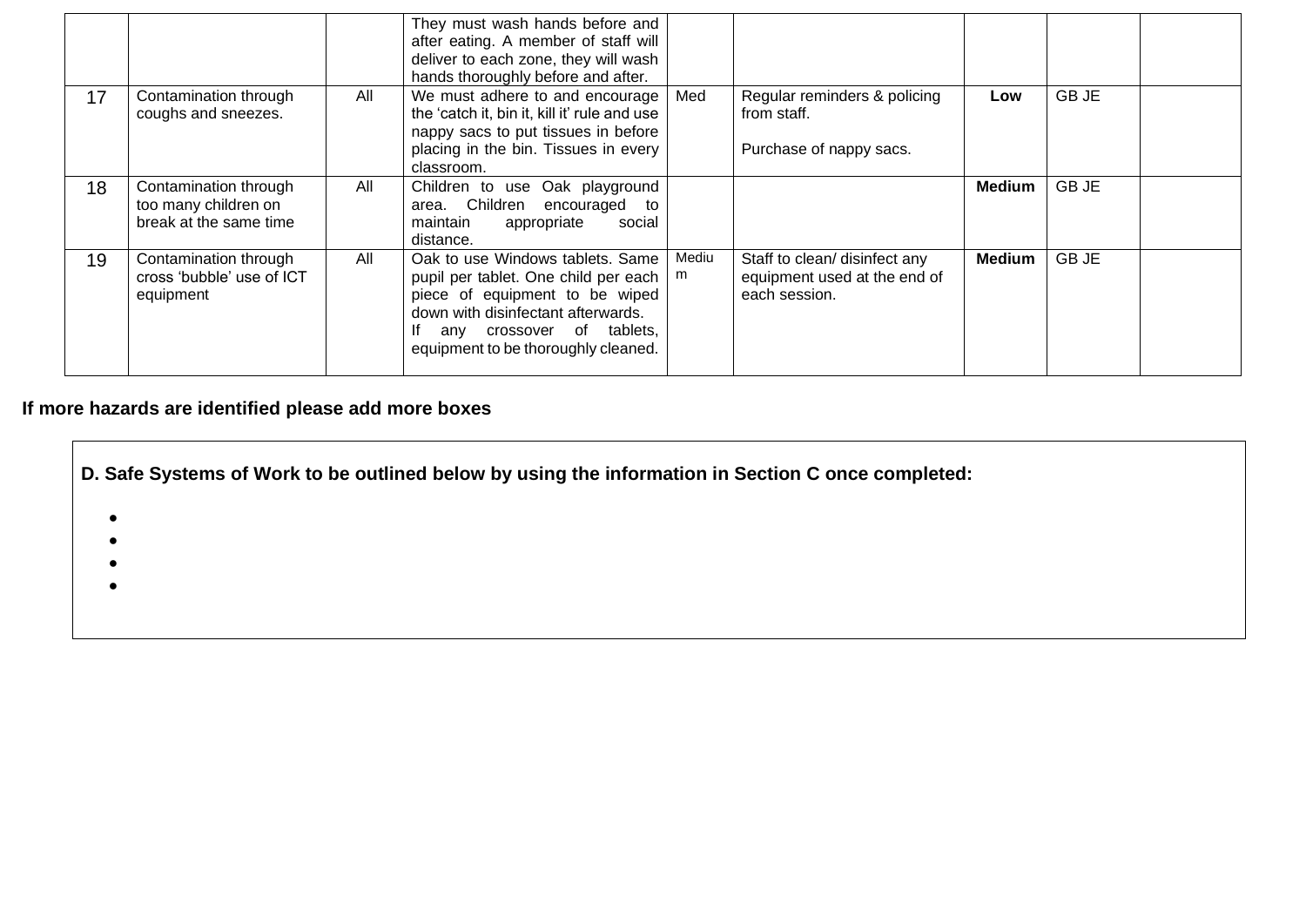|  |  |  | They must wash hands before and after eating. A member of staff will deliver to each zone, they will wash hands thoroughly before and after. |  |  |  |  |  |
|---|---|---|---|---|---|---|---|---|
| 17 | Contamination through coughs and sneezes. | All | We must adhere to and encourage the 'catch it, bin it, kill it' rule and use nappy sacs to put tissues in before placing in the bin. Tissues in every classroom. | Med | Regular reminders & policing from staff. Purchase of nappy sacs. | **Low** | GB JE |  |
| 18 | Contamination through too many children on break at the same time | All | Children to use Oak playground area. Children encouraged to maintain appropriate social distance. |  |  | **Medium** | GB JE |  |
| 19 | Contamination through cross 'bubble' use of ICT equipment | All | Oak to use Windows tablets. Same pupil per tablet. One child per each piece of equipment to be wiped down with disinfectant afterwards. If any crossover of tablets, equipment to be thoroughly cleaned. | Medium | Staff to clean/ disinfect any equipment used at the end of each session. | **Medium** | GB JE |  |

**If more hazards are identified please add more boxes**

**D. Safe Systems of Work to be outlined below by using the information in Section C once completed:**

- 
- 
- 
-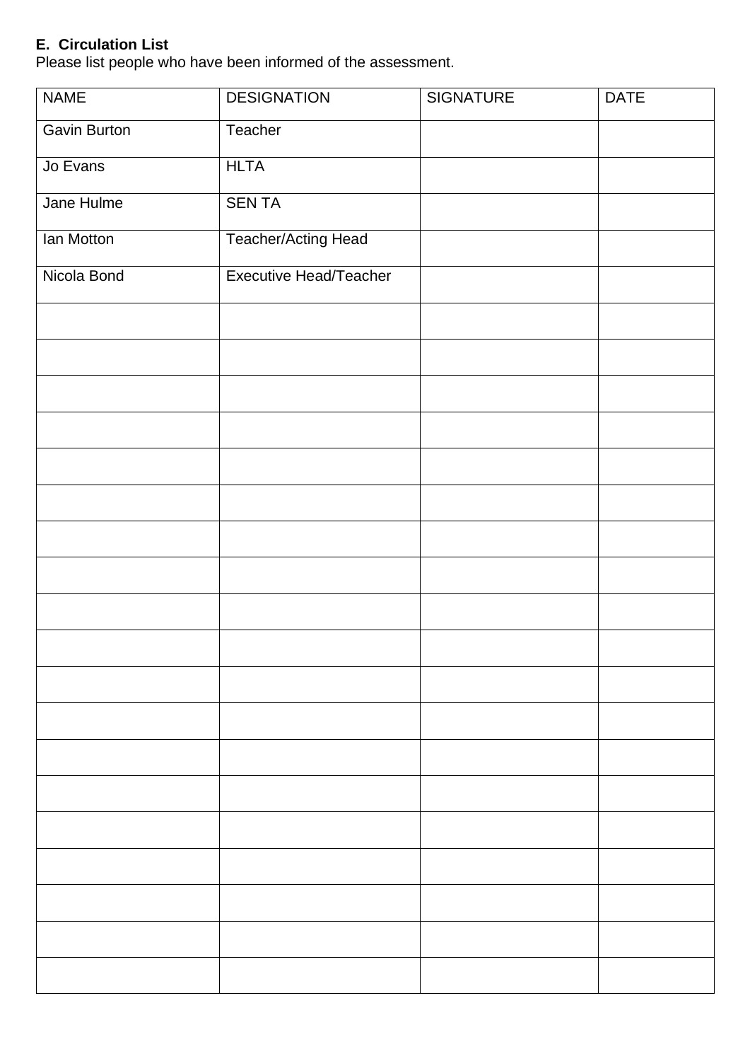**E. Circulation List**

Please list people who have been informed of the assessment.

| NAME | DESIGNATION | SIGNATURE | DATE |
|---|---|---|---|
| Gavin Burton | Teacher | | |
| Jo Evans | HLTA | | |
| Jane Hulme | SEN TA | | |
| Ian Motton | Teacher/Acting Head | | |
| Nicola Bond | Executive Head/Teacher | | |
| | | | |
| | | | |
| | | | |
| | | | |
| | | | |
| | | | |
| | | | |
| | | | |
| | | | |
| | | | |
| | | | |
| | | | |
| | | | |
| | | | |
| | | | |
| | | | |
| | | | |
| | | | |
| | | | |